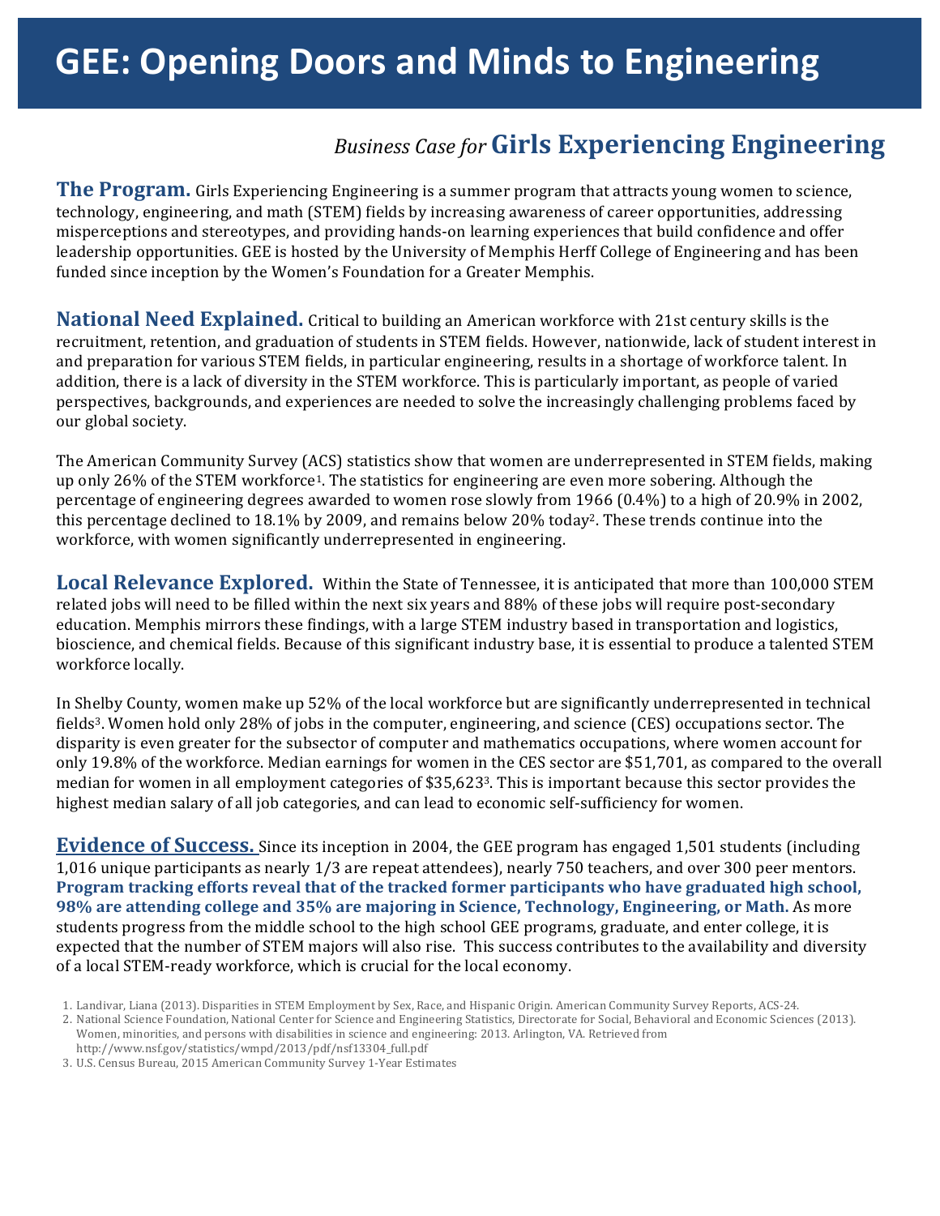# GEE: Opening Doors and Minds to Engineering

## *Business Case for* Girls Experiencing Engineering

**The Program.** Girls Experiencing Engineering is a summer program that attracts young women to science, technology, engineering, and math (STEM) fields by increasing awareness of career opportunities, addressing misperceptions and stereotypes, and providing hands-on learning experiences that build confidence and offer leadership opportunities. GEE is hosted by the University of Memphis Herff College of Engineering and has been funded since inception by the Women's Foundation for a Greater Memphis.

**National Need Explained.** Critical to building an American workforce with 21st century skills is the recruitment, retention, and graduation of students in STEM fields. However, nationwide, lack of student interest in and preparation for various STEM fields, in particular engineering, results in a shortage of workforce talent. In addition, there is a lack of diversity in the STEM workforce. This is particularly important, as people of varied perspectives, backgrounds, and experiences are needed to solve the increasingly challenging problems faced by our global society.

The American Community Survey (ACS) statistics show that women are underrepresented in STEM fields, making up only 26% of the STEM workforce[1]. The statistics for engineering are even more sobering. Although the percentage of engineering degrees awarded to women rose slowly from 1966 (0.4%) to a high of 20.9% in 2002, this percentage declined to 18.1% by 2009, and remains below 20% today[2]. These trends continue into the workforce, with women significantly underrepresented in engineering.

**Local Relevance Explored.** Within the State of Tennessee, it is anticipated that more than 100,000 STEM related jobs will need to be filled within the next six years and 88% of these jobs will require post-secondary education. Memphis mirrors these findings, with a large STEM industry based in transportation and logistics, bioscience, and chemical fields. Because of this significant industry base, it is essential to produce a talented STEM workforce locally.

In Shelby County, women make up 52% of the local workforce but are significantly underrepresented in technical fields[3]. Women hold only 28% of jobs in the computer, engineering, and science (CES) occupations sector. The disparity is even greater for the subsector of computer and mathematics occupations, where women account for only 19.8% of the workforce. Median earnings for women in the CES sector are $51,701, as compared to the overall median for women in all employment categories of $35,623[3]. This is important because this sector provides the highest median salary of all job categories, and can lead to economic self-sufficiency for women.

**Evidence of Success.** Since its inception in 2004, the GEE program has engaged 1,501 students (including 1,016 unique participants as nearly 1/3 are repeat attendees), nearly 750 teachers, and over 300 peer mentors. **Program tracking efforts reveal that of the tracked former participants who have graduated high school, 98% are attending college and 35% are majoring in Science, Technology, Engineering, or Math.** As more students progress from the middle school to the high school GEE programs, graduate, and enter college, it is expected that the number of STEM majors will also rise. This success contributes to the availability and diversity of a local STEM-ready workforce, which is crucial for the local economy.

1. Landivar, Liana (2013). Disparities in STEM Employment by Sex, Race, and Hispanic Origin. American Community Survey Reports, ACS-24.
2. National Science Foundation, National Center for Science and Engineering Statistics, Directorate for Social, Behavioral and Economic Sciences (2013). Women, minorities, and persons with disabilities in science and engineering: 2013. Arlington, VA. Retrieved from http://www.nsf.gov/statistics/wmpd/2013/pdf/nsf13304_full.pdf
3. U.S. Census Bureau, 2015 American Community Survey 1-Year Estimates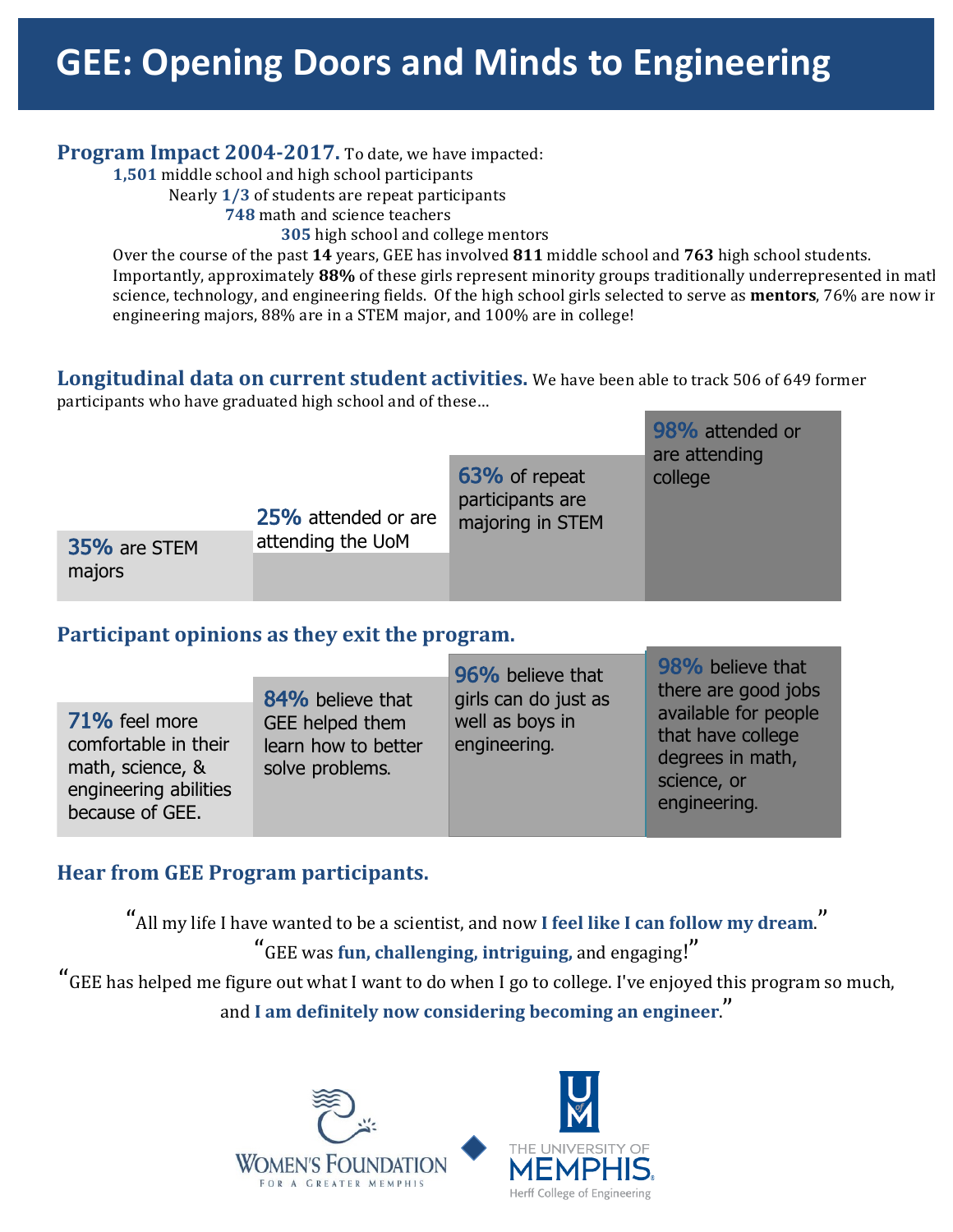# GEE: Opening Doors and Minds to Engineering

**Program Impact 2004-2017.** To date, we have impacted:

**1,501** middle school and high school participants

Nearly **1/3** of students are repeat participants

**748** math and science teachers

**305** high school and college mentors

Over the course of the past **14** years, GEE has involved **811** middle school and **763** high school students. Importantly, approximately **88%** of these girls represent minority groups traditionally underrepresented in math science, technology, and engineering fields. Of the high school girls selected to serve as **mentors**, 76% are now in engineering majors, 88% are in a STEM major, and 100% are in college!

**Longitudinal data on current student activities.** We have been able to track 506 of 649 former participants who have graduated high school and of these…

**35%** are STEM majors

**25%** attended or are attending the UoM

**63%** of repeat participants are majoring in STEM

**98%** attended or are attending college

**Participant opinions as they exit the program.**

**71%** feel more comfortable in their math, science, & engineering abilities because of GEE.

**84%** believe that GEE helped them learn how to better solve problems.

**96%** believe that girls can do just as well as boys in engineering.

**98%** believe that there are good jobs available for people that have college degrees in math, science, or engineering.

**Hear from GEE Program participants.**

"All my life I have wanted to be a scientist, and now **I feel like I can follow my dream**."

"GEE was **fun, challenging, intriguing,** and engaging!"

"GEE has helped me figure out what I want to do when I go to college. I've enjoyed this program so much, and **I am definitely now considering becoming an engineer**."

WOMEN'S FOUNDATION FOR A GREATER MEMPHIS

THE UNIVERSITY OF MEMPHIS Herff College of Engineering